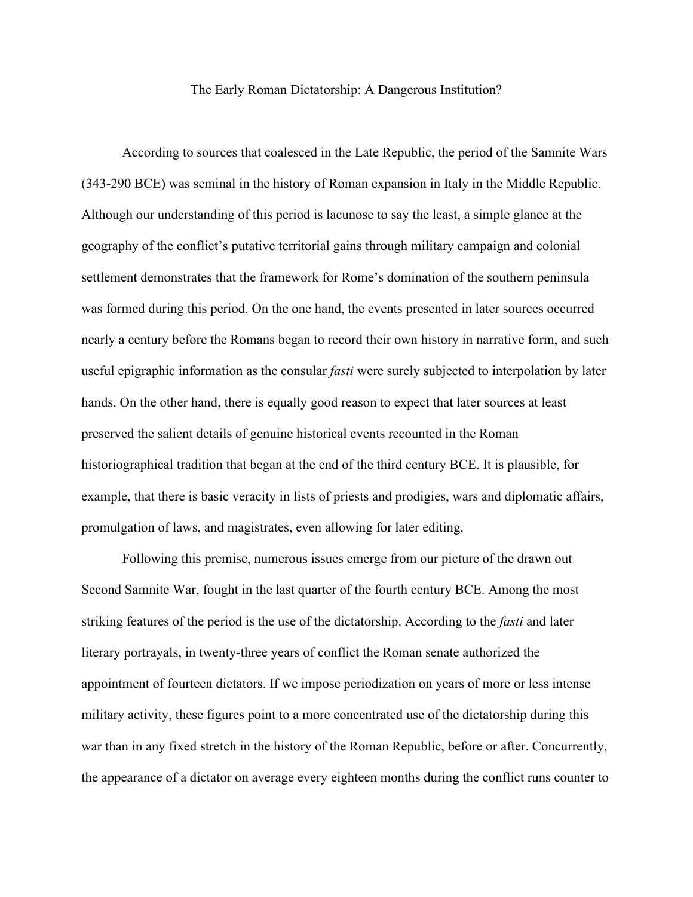# The Early Roman Dictatorship: A Dangerous Institution?

According to sources that coalesced in the Late Republic, the period of the Samnite Wars (343-290 BCE) was seminal in the history of Roman expansion in Italy in the Middle Republic. Although our understanding of this period is lacunose to say the least, a simple glance at the geography of the conflict's putative territorial gains through military campaign and colonial settlement demonstrates that the framework for Rome's domination of the southern peninsula was formed during this period. On the one hand, the events presented in later sources occurred nearly a century before the Romans began to record their own history in narrative form, and such useful epigraphic information as the consular *fasti* were surely subjected to interpolation by later hands. On the other hand, there is equally good reason to expect that later sources at least preserved the salient details of genuine historical events recounted in the Roman historiographical tradition that began at the end of the third century BCE. It is plausible, for example, that there is basic veracity in lists of priests and prodigies, wars and diplomatic affairs, promulgation of laws, and magistrates, even allowing for later editing.

Following this premise, numerous issues emerge from our picture of the drawn out Second Samnite War, fought in the last quarter of the fourth century BCE. Among the most striking features of the period is the use of the dictatorship. According to the *fasti* and later literary portrayals, in twenty-three years of conflict the Roman senate authorized the appointment of fourteen dictators. If we impose periodization on years of more or less intense military activity, these figures point to a more concentrated use of the dictatorship during this war than in any fixed stretch in the history of the Roman Republic, before or after. Concurrently, the appearance of a dictator on average every eighteen months during the conflict runs counter to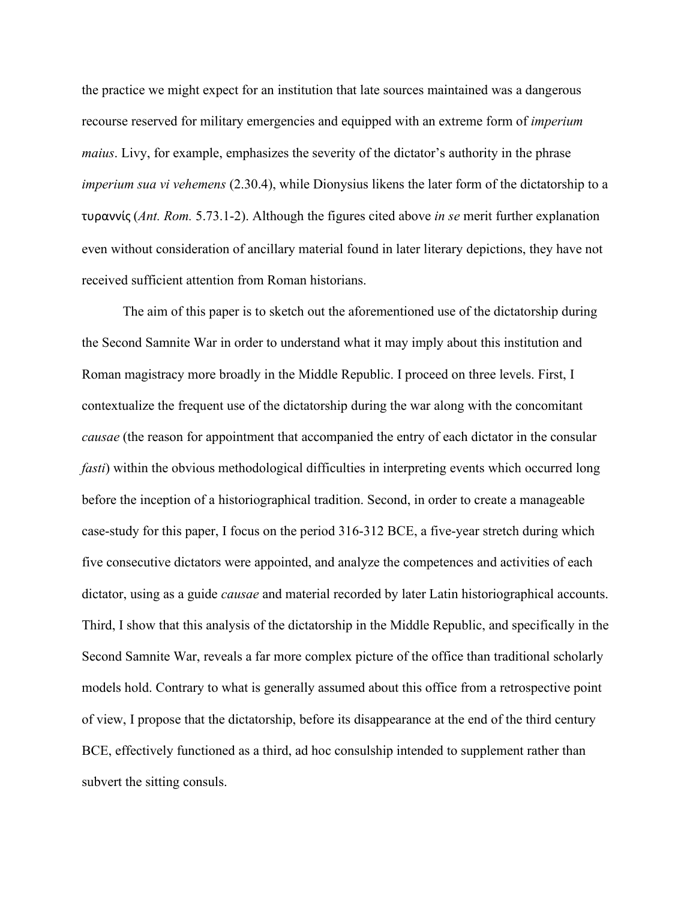the practice we might expect for an institution that late sources maintained was a dangerous recourse reserved for military emergencies and equipped with an extreme form of *imperium maius*. Livy, for example, emphasizes the severity of the dictator's authority in the phrase *imperium sua vi vehemens* (2.30.4), while Dionysius likens the later form of the dictatorship to a τυραννίς (*Ant. Rom.* 5.73.1-2). Although the figures cited above *in se* merit further explanation even without consideration of ancillary material found in later literary depictions, they have not received sufficient attention from Roman historians.

The aim of this paper is to sketch out the aforementioned use of the dictatorship during the Second Samnite War in order to understand what it may imply about this institution and Roman magistracy more broadly in the Middle Republic. I proceed on three levels. First, I contextualize the frequent use of the dictatorship during the war along with the concomitant *causae* (the reason for appointment that accompanied the entry of each dictator in the consular *fasti*) within the obvious methodological difficulties in interpreting events which occurred long before the inception of a historiographical tradition. Second, in order to create a manageable case-study for this paper, I focus on the period 316-312 BCE, a five-year stretch during which five consecutive dictators were appointed, and analyze the competences and activities of each dictator, using as a guide *causae* and material recorded by later Latin historiographical accounts. Third, I show that this analysis of the dictatorship in the Middle Republic, and specifically in the Second Samnite War, reveals a far more complex picture of the office than traditional scholarly models hold. Contrary to what is generally assumed about this office from a retrospective point of view, I propose that the dictatorship, before its disappearance at the end of the third century BCE, effectively functioned as a third, ad hoc consulship intended to supplement rather than subvert the sitting consuls.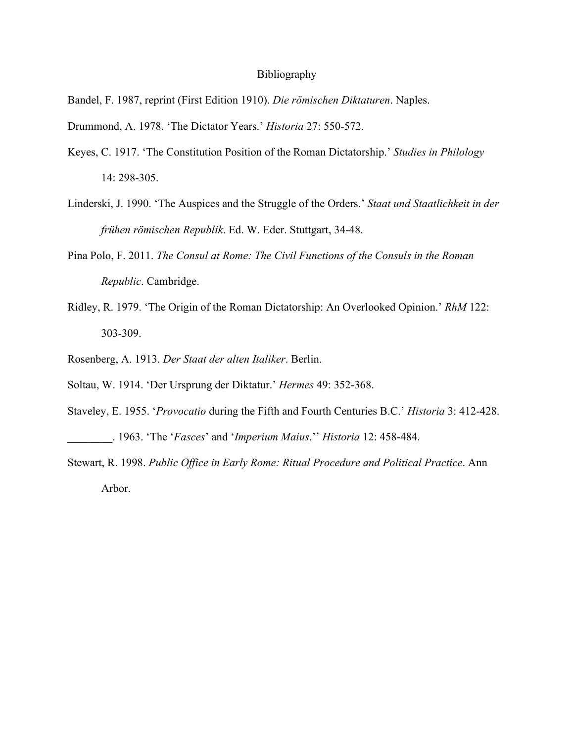# Bibliography

Bandel, F. 1987, reprint (First Edition 1910). *Die römischen Diktaturen*. Naples.

Drummond, A. 1978. 'The Dictator Years.' *Historia* 27: 550-572.

Keyes, C. 1917. 'The Constitution Position of the Roman Dictatorship.' *Studies in Philology* 14: 298-305.

Linderski, J. 1990. 'The Auspices and the Struggle of the Orders.' *Staat und Staatlichkeit in der frühen römischen Republik*. Ed. W. Eder. Stuttgart, 34-48.

Pina Polo, F. 2011. *The Consul at Rome: The Civil Functions of the Consuls in the Roman Republic*. Cambridge.

Ridley, R. 1979. 'The Origin of the Roman Dictatorship: An Overlooked Opinion.' *RhM* 122: 303-309.

Rosenberg, A. 1913. *Der Staat der alten Italiker*. Berlin.

Soltau, W. 1914. 'Der Ursprung der Diktatur.' *Hermes* 49: 352-368.

Staveley, E. 1955. '*Provocatio* during the Fifth and Fourth Centuries B.C.' *Historia* 3: 412-428.

________. 1963. 'The '*Fasces*' and '*Imperium Maius*.'' *Historia* 12: 458-484.

Stewart, R. 1998. *Public Office in Early Rome: Ritual Procedure and Political Practice*. Ann Arbor.